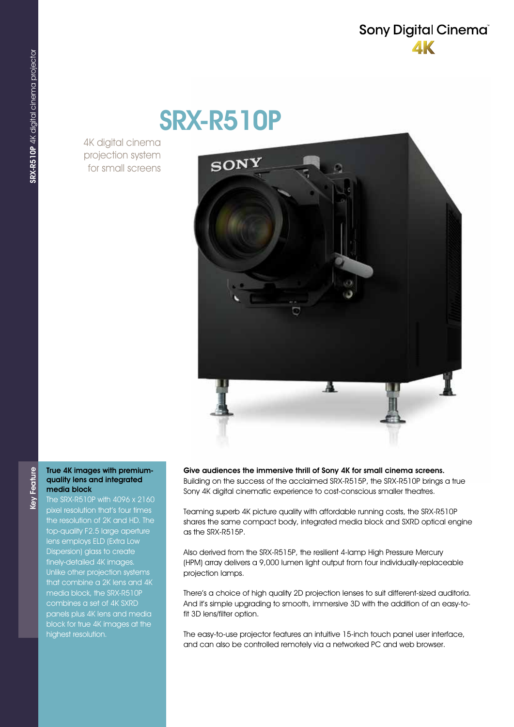Sony Digital Cinema 4K

SRX-R510P 4K digital cinema projector

# SRX-R510P

4K digital cinema projection system for small screens

## Key Feature

**True 4K images with premium-quality lens and integrated media block**

The SRX-R510P with 4096 x 2160 pixel resolution that's four times the resolution of 2K and HD. The top-quality F2.5 large aperture lens employs ELD (Extra Low Dispersion) glass to create finely-detailed 4K images. Unlike other projection systems that combine a 2K lens and 4K media block, the SRX-R510P combines a set of 4K SXRD panels plus 4K lens and media block for true 4K images at the highest resolution.

**Give audiences the immersive thrill of Sony 4K for small cinema screens.**

Building on the success of the acclaimed SRX-R515P, the SRX-R510P brings a true Sony 4K digital cinematic experience to cost-conscious smaller theatres.

Teaming superb 4K picture quality with affordable running costs, the SRX-R510P shares the same compact body, integrated media block and SXRD optical engine as the SRX-R515P.

Also derived from the SRX-R515P, the resilient 4-lamp High Pressure Mercury (HPM) array delivers a 9,000 lumen light output from four individually-replaceable projection lamps.

There's a choice of high quality 2D projection lenses to suit different-sized auditoria. And it's simple upgrading to smooth, immersive 3D with the addition of an easy-to-fit 3D lens/filter option.

The easy-to-use projector features an intuitive 15-inch touch panel user interface, and can also be controlled remotely via a networked PC and web browser.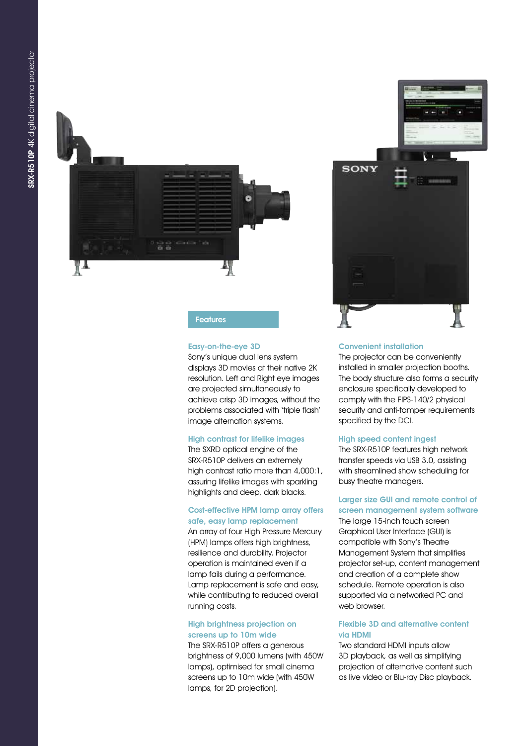## Features

### Easy-on-the-eye 3D

Sony's unique dual lens system displays 3D movies at their native 2K resolution. Left and Right eye images are projected simultaneously to achieve crisp 3D images, without the problems associated with 'triple flash' image alternation systems.

### High contrast for lifelike images

The SXRD optical engine of the SRX-R510P delivers an extremely high contrast ratio more than 4,000:1, assuring lifelike images with sparkling highlights and deep, dark blacks.

### Cost-effective HPM lamp array offers safe, easy lamp replacement

An array of four High Pressure Mercury (HPM) lamps offers high brightness, resilience and durability. Projector operation is maintained even if a lamp fails during a performance. Lamp replacement is safe and easy, while contributing to reduced overall running costs.

### High brightness projection on screens up to 10m wide

The SRX-R510P offers a generous brightness of 9,000 lumens (with 450W lamps), optimised for small cinema screens up to 10m wide (with 450W lamps, for 2D projection).

### Convenient installation

The projector can be conveniently installed in smaller projection booths. The body structure also forms a security enclosure specifically developed to comply with the FIPS-140/2 physical security and anti-tamper requirements specified by the DCI.

### High speed content ingest

The SRX-R510P features high network transfer speeds via USB 3.0, assisting with streamlined show scheduling for busy theatre managers.

### Larger size GUI and remote control of screen management system software

The large 15-inch touch screen Graphical User Interface (GUI) is compatible with Sony's Theatre Management System that simplifies projector set-up, content management and creation of a complete show schedule. Remote operation is also supported via a networked PC and web browser.

### Flexible 3D and alternative content via HDMI

Two standard HDMI inputs allow 3D playback, as well as simplifying projection of alternative content such as live video or Blu-ray Disc playback.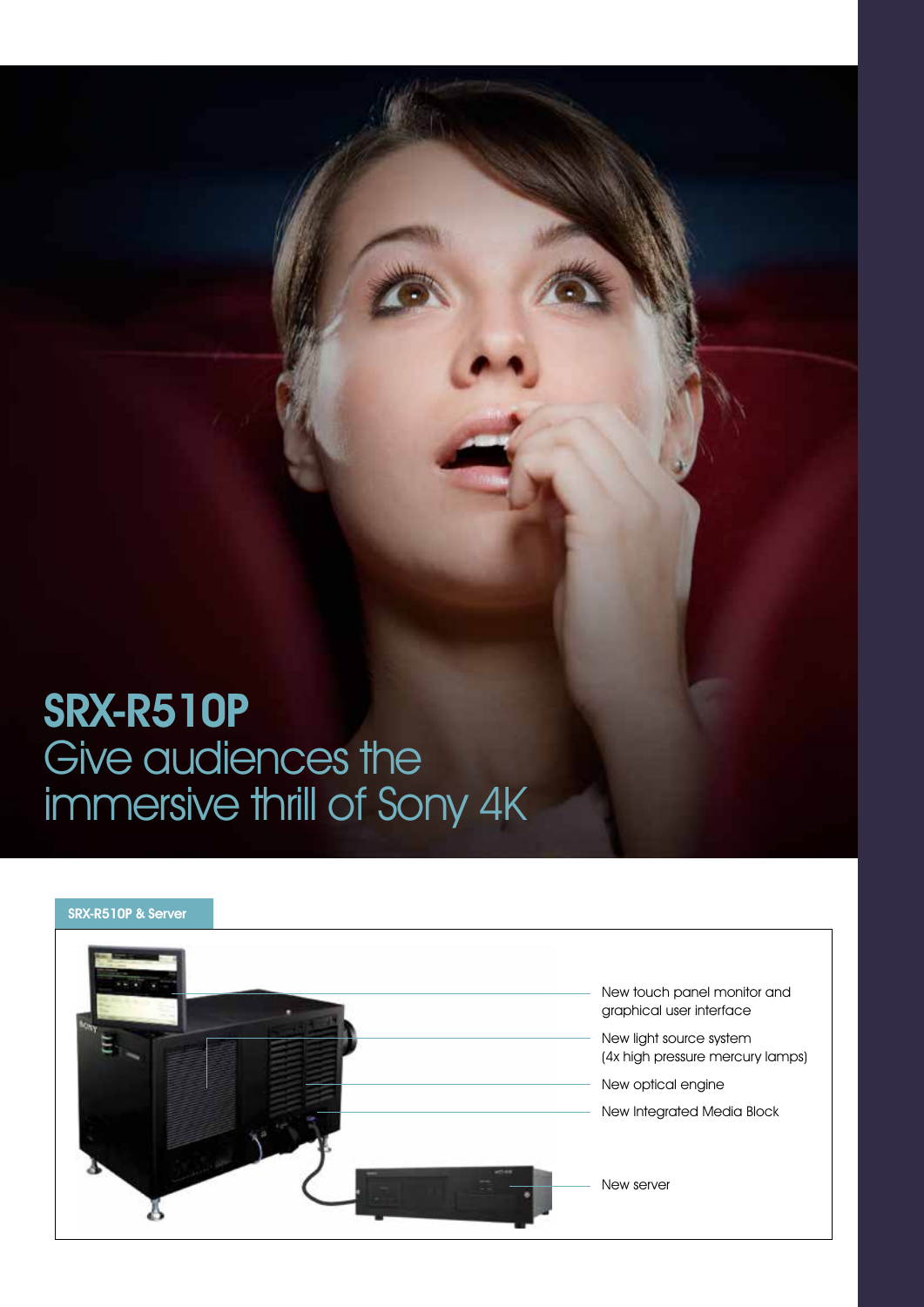# SRX-R510P

## Give audiences the immersive thrill of Sony 4K

**SRX-R510P & Server**

- New touch panel monitor and graphical user interface
- New light source system (4x high pressure mercury lamps)
- New optical engine
- New Integrated Media Block
- New server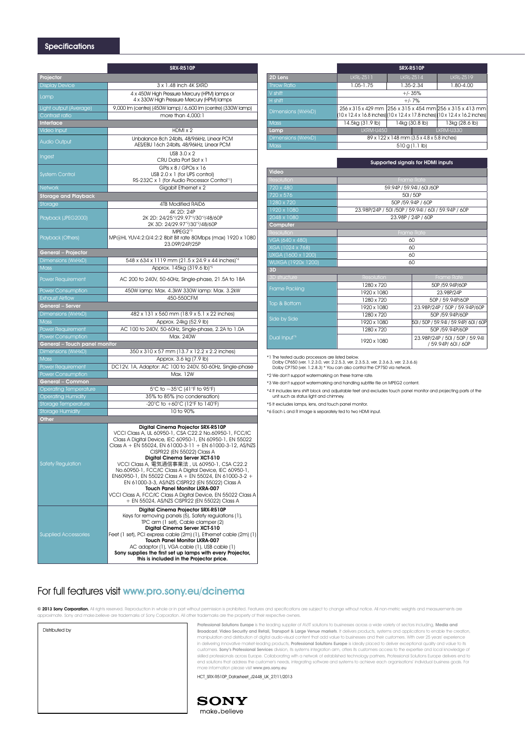## Specifications

| | SRX-R510P |
|---|---|
| **Projector** | |
| Display Device | 3 x 1.48 inch 4K SXRD |
| Lamp | 4 x 450W High Pressure Mercury (HPM) lamps or 4 x 330W High Pressure Mercury (HPM) lamps |
| Light output (Average) | 9,000 lm (centre) (450W lamp) / 6,600 lm (centre) (330W lamp) |
| Contrast ratio | more than 4,000:1 |
| **Interface** | |
| Video Input | HDMI x 2 |
| Audio Output | Unbalance 8ch 24bits, 48/96kHz, Linear PCM AES/EBU 16ch 24bits, 48/96kHz, Linear PCM |
| Ingest | USB 3.0 x 2 CRU Data Port Slot x 1 |
| System Control | GPIs x 8 / GPOs x 16 USB 2.0 x 1 (for UPS control) RS-232C x 1 (for Audio Processor Control*1) |
| Network | Gigabit Ethernet x 2 |
| **Storage and Playback** | |
| Storage | 4TB Modified RAID6 |
| Playback (JPEG2000) | 4K 2D: 24P 2K 2D: 24/25*2/29.97*2/30*2/48/60P 2K 3D: 24/29.97*2/30*2/48/60P |
| Playback (Others) | MPEG2*3 MP@HL YUV4:2:0/4:2:2 8bit Bit rate 80Mbps (max) 1920 x 1080 23.09P/24P/25P |
| **General – Projector** | |
| Dimensions (WxHxD) | 548 x 634 x 1119 mm (21.5 x 24.9 x 44 inches)*4 |
| Mass | Approx. 145kg (319.6 lb)*5 |
| Power Requirement | AC 200 to 240V, 50-60Hz, Single-phase, 21.5A to 18A |
| Power Consumption | 450W lamp: Max. 4.3kW 330W lamp: Max. 3.2kW |
| Exhaust Airflow | 450-550CFM |
| **General – Server** | |
| Dimensions (WxHxD) | 482 x 131 x 560 mm (18.9 x 5.1 x 22 inches) |
| Mass | Approx. 24kg (52.9 lb) |
| Power Requirement | AC 100 to 240V, 50-60Hz, Single-phase, 2.2A to 1.0A |
| Power Consumption | Max. 240W |
| **General – Touch panel monitor** | |
| Dimensions (WxHxD) | 350 x 310 x 57 mm (13.7 x 12.2 x 2.2 inches) |
| Mass | Approx. 3.6 kg (7.9 lb) |
| Power Requirement | DC12V, 1A, Adaptor: AC 100 to 240V, 50-60Hz, Single-phase |
| Power Consumption | Max. 12W |
| **General – Common** | |
| Operating Temperature | 5°C to ~35°C (41°F to 95°F) |
| Operating Humidity | 35% to 85% (no condensation) |
| Storage Temperature | -20°C to +60°C (12°F to 140°F) |
| Storage Humidity | 10 to 90% |
| **Other** | |
| Safety Regulation | **Digital Cinema Projector SRX-R510P** VCCI Class A, UL 60950-1, CSA C22.2 No.60950-1, FCC/IC Class A Digital Device, IEC 60950-1, EN 60950-1, EN 55022 Class A + EN 55024, EN 61000-3-11 + EN 61000-3-12, AS/NZS CISPR22 (EN 55022) Class A **Digital Cinema Server XCT-S10** VCCI Class A, 電気通信事業法 , UL 60950-1, CSA C22.2 No.60950-1, FCC/IC Class A Digital Device, IEC 60950-1, EN60950-1, EN 55022 Class A + EN 55024, EN 61000-3-2 + EN 61000-3-3, AS/NZS CISPR22 (EN 55022) Class A **Touch Panel Monitor LKRA-007** VCCI Class A, FCC/IC Class A Digital Device, EN 55022 Class A + EN 55024, AS/NZS CISPR22 (EN 55022) Class A |
| Supplied Accessories | **Digital Cinema Projector SRX-R510P** Keys for removing panels (5), Safety regulations (1), TPC arm (1 set), Cable clamper (2) **Digital Cinema Server XCT-S10** Feet (1 set), PCI express cable (2m) (1), Ethernet cable (2m) (1) **Touch Panel Monitor LKRA-007** AC adaptor (1), VGA cable (1), USB cable (1) **Sony supplies the first set up lamps with every Projector, this is included in the Projector price.** |

| | SRX-R510P | | |
|---|---|---|---|
| **2D Lens** | LKRL-Z511 | LKRL-Z514 | LKRL-Z519 |
| Throw Ratio | 1.05-1.75 | 1.35-2.34 | 1.80-4.00 |
| V shift | +/- 35% | | |
| H shift | +/- 7% | | |
| Dimensions (WxHxD) | 256 x 315 x 429 mm (10 x 12.4 x 16.8 inches) | 256 x 315 x 454 mm (10 x 12.4 x 17.8 inches) | 256 x 315 x 413 mm (10 x 12.4 x 16.2 inches) |
| Mass | 14.5kg (31.9 lb) | 14kg (30.8 lb) | 13kg (28.6 lb) |
| **Lamp** | LKRM-U450 | | LKRM-U330 |
| Dimensions (WxHxD) | 89 x 122 x 148 mm (3.5 x 4.8 x 5.8 inches) | | |
| Mass | 510 g (1.1 lb) | | |

| | Supported signals for HDMI inputs | |
|---|---|---|
| **Video** | | |
| Resolution | Frame Rate | |
| 720 x 480 | 59.94P / 59.94I / 60I /60P | |
| 720 x 576 | 50I / 50P | |
| 1280 x 720 | 50P /59.94P / 60P | |
| 1920 x 1080 | 23.98P/24P / 50I /50P / 59.94I / 60I / 59.94P / 60P | |
| 2048 x 1080 | 23.98P / 24P / 60P | |
| **Computer** | | |
| Resolution | Frame Rate | |
| VGA (640 x 480) | 60 | |
| XGA (1024 x 768) | 60 | |
| UXGA (1600 x 1200) | 60 | |
| WUXGA (1920x 1200) | 60 | |
| **3D** | | |
| 3D structure | Resolution | Frame Rate |
| Frame Packing | 1280 x 720 | 50P /59.94P/60P |
| | 1920 x 1080 | 23.98P/24P |
| Top & Bottom | 1280 x 720 | 50P / 59.94P/60P |
| | 1920 x 1080 | 23.98P/24P / 50P / 59.94P/60P |
| Side by Side | 1280 x 720 | 50P /59.94P/60P |
| | 1920 x 1080 | 50I / 50P / 59.94I / 59.94P/ 60I / 60P |
| Dual Input*6 | 1280 x 720 | 50P /59.94P/60P |
| | 1920 x 1080 | 23.98P/24P / 50I / 50P / 59.94I / 59.94P/ 60I / 60P |

*1 The tested audio processors are listed below.
Dolby CP650 (ver. 1.2.3.0, ver. 2.2.5.3, ver. 2.3.5.3, ver. 2.3.6.3, ver. 2.3.6.6)
Dolby CP750 (ver. 1.2.8.3) * You can also control the CP750 via network.

*2 We don't support watermarking on these frame rate.

*3 We don't support watermarking and handling subtitle file on MPEG2 content.

*4 It includes lens shift block and adjustable feet and excludes touch panel monitor and projecting parts of the unit such as status light and chimney.

*5 It excludes lamps, lens, and touch panel monitor.

*6 Each L and R image is separately fed to two HDMI input.

For full features visit www.pro.sony.eu/dcinema

**© 2013 Sony Corporation.** All rights reserved. Reproduction in whole or in part without permission is prohibited. Features and specifications are subject to change without notice. All non-metric weights and measurements are approximate. Sony and make.believe are trademarks of Sony Corporation. All other trademarks are the property of their respective owners.

Distributed by

**Professional Solutions Europe** is the leading supplier of AV/IT solutions to businesses across a wide variety of sectors including, **Media and Broadcast, Video Security and Retail, Transport & Large Venue markets**. It delivers products, systems and applications to enable the creation, manipulation and distribution of digital audio-visual content that add value to businesses and their customers. With over 25 years' experience in delivering innovative market-leading products, **Professional Solutions Europe** is ideally placed to deliver exceptional quality and value to its customers. **Sony's Professional Services** division, its systems integration arm, offers its customers access to the expertise and local knowledge of skilled professionals across Europe. Collaborating with a network of established technology partners, Professional Solutions Europe delivers end to end solutions that address the customer's needs, integrating software and systems to achieve each organisations' individual business goals. For more information please visit **www.pro.sony.eu**

HCT_SRX-R510P_Datasheet_J2448_UK_27/11/2013

SONY
make.believe